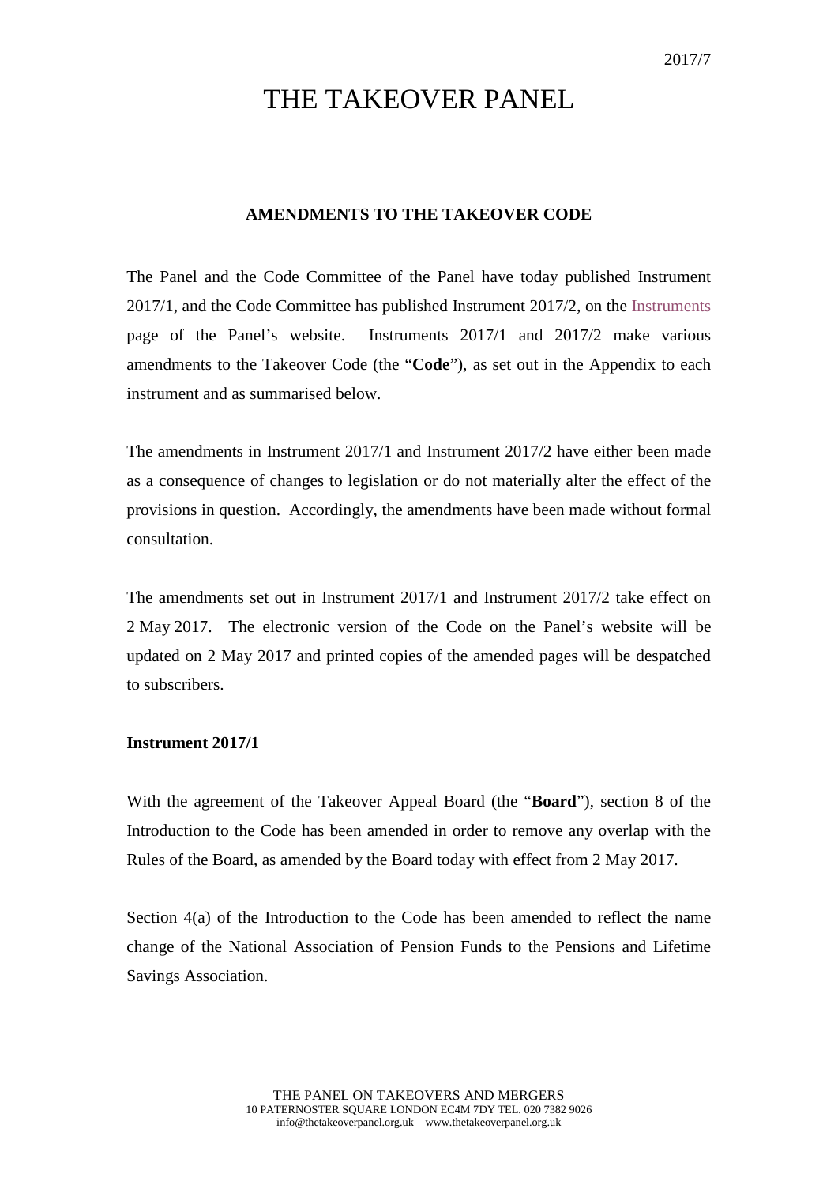2017/7

# THE TAKEOVER PANEL

## AMENDMENTS TO THE TAKEOVER CODE

The Panel and the Code Committee of the Panel have today published Instrument 2017/1, and the Code Committee has published Instrument 2017/2, on the Instruments page of the Panel's website. Instruments 2017/1 and 2017/2 make various amendments to the Takeover Code (the "**Code**"), as set out in the Appendix to each instrument and as summarised below.

The amendments in Instrument 2017/1 and Instrument 2017/2 have either been made as a consequence of changes to legislation or do not materially alter the effect of the provisions in question. Accordingly, the amendments have been made without formal consultation.

The amendments set out in Instrument 2017/1 and Instrument 2017/2 take effect on 2 May 2017. The electronic version of the Code on the Panel's website will be updated on 2 May 2017 and printed copies of the amended pages will be despatched to subscribers.

### Instrument 2017/1

With the agreement of the Takeover Appeal Board (the "**Board**"), section 8 of the Introduction to the Code has been amended in order to remove any overlap with the Rules of the Board, as amended by the Board today with effect from 2 May 2017.

Section 4(a) of the Introduction to the Code has been amended to reflect the name change of the National Association of Pension Funds to the Pensions and Lifetime Savings Association.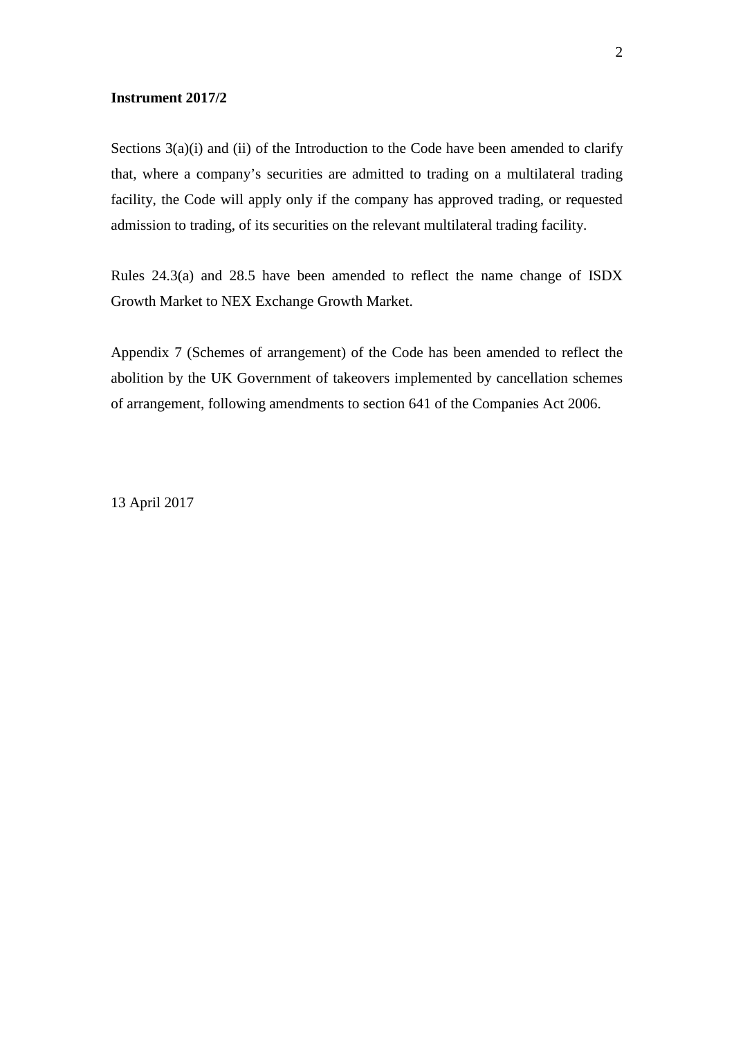**Instrument 2017/2**

Sections 3(a)(i) and (ii) of the Introduction to the Code have been amended to clarify that, where a company's securities are admitted to trading on a multilateral trading facility, the Code will apply only if the company has approved trading, or requested admission to trading, of its securities on the relevant multilateral trading facility.

Rules 24.3(a) and 28.5 have been amended to reflect the name change of ISDX Growth Market to NEX Exchange Growth Market.

Appendix 7 (Schemes of arrangement) of the Code has been amended to reflect the abolition by the UK Government of takeovers implemented by cancellation schemes of arrangement, following amendments to section 641 of the Companies Act 2006.

13 April 2017